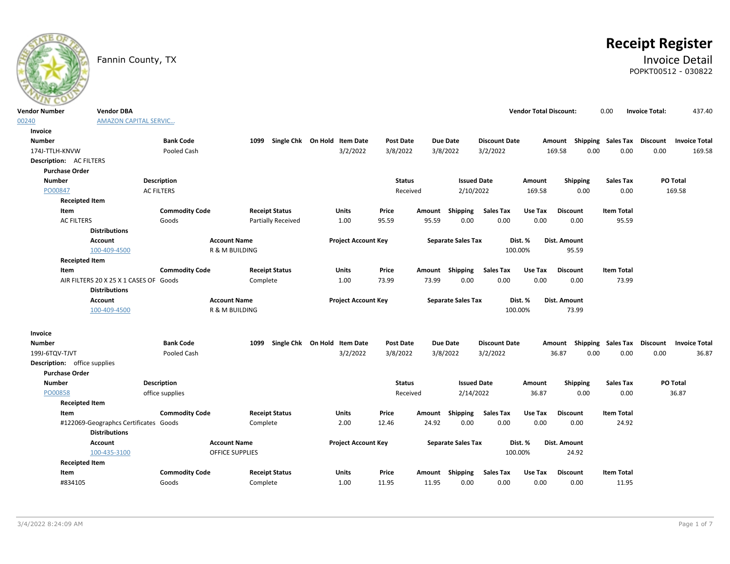# Receipt Register

## Invoice Detail

POPKT00512 - 030822

Fannin County, TX

| Vendor Number | Vendor DBA | Vendor Total Discount: | 0.00 | Invoice Total: | 437.40 |
|---|---|---|---|---|---|
| 00240 | AMAZON CAPITAL SERVIC... | | | | |

### Invoice

| Number | Bank Code | 1099 | Single Chk | On Hold | Item Date | Post Date | Due Date | Discount Date | Amount | Shipping | Sales Tax | Discount | Invoice Total |
|---|---|---|---|---|---|---|---|---|---|---|---|---|---|
| 174J-TTLH-KNVW | Pooled Cash | | | | 3/2/2022 | 3/8/2022 | 3/8/2022 | 3/2/2022 | 169.58 | 0.00 | 0.00 | 0.00 | 169.58 |

**Description:** AC FILTERS

**Purchase Order**

| Number | Description | Status | Issued Date | Amount | Shipping | Sales Tax | PO Total |
|---|---|---|---|---|---|---|---|
| PO00847 | AC FILTERS | Received | 2/10/2022 | 169.58 | 0.00 | 0.00 | 169.58 |

**Receipted Item**

| Item | Commodity Code | Receipt Status | Units | Price | Amount | Shipping | Sales Tax | Use Tax | Discount | Item Total |
|---|---|---|---|---|---|---|---|---|---|---|
| AC FILTERS | Goods | Partially Received | 1.00 | 95.59 | 95.59 | 0.00 | 0.00 | 0.00 | 0.00 | 95.59 |

**Distributions**

| Account | Account Name | Project Account Key | Separate Sales Tax | Dist. % | Dist. Amount |
|---|---|---|---|---|---|
| 100-409-4500 | R & M BUILDING | | | 100.00% | 95.59 |

**Receipted Item**

| Item | Commodity Code | Receipt Status | Units | Price | Amount | Shipping | Sales Tax | Use Tax | Discount | Item Total |
|---|---|---|---|---|---|---|---|---|---|---|
| AIR FILTERS 20 X 25 X 1 CASES OF | Goods | Complete | 1.00 | 73.99 | 73.99 | 0.00 | 0.00 | 0.00 | 0.00 | 73.99 |

**Distributions**

| Account | Account Name | Project Account Key | Separate Sales Tax | Dist. % | Dist. Amount |
|---|---|---|---|---|---|
| 100-409-4500 | R & M BUILDING | | | 100.00% | 73.99 |

### Invoice

| Number | Bank Code | 1099 | Single Chk | On Hold | Item Date | Post Date | Due Date | Discount Date | Amount | Shipping | Sales Tax | Discount | Invoice Total |
|---|---|---|---|---|---|---|---|---|---|---|---|---|---|
| 199J-6TQV-TJVT | Pooled Cash | | | | 3/2/2022 | 3/8/2022 | 3/8/2022 | 3/2/2022 | 36.87 | 0.00 | 0.00 | 0.00 | 36.87 |

**Description:** office supplies

**Purchase Order**

| Number | Description | Status | Issued Date | Amount | Shipping | Sales Tax | PO Total |
|---|---|---|---|---|---|---|---|
| PO00858 | office supplies | Received | 2/14/2022 | 36.87 | 0.00 | 0.00 | 36.87 |

**Receipted Item**

| Item | Commodity Code | Receipt Status | Units | Price | Amount | Shipping | Sales Tax | Use Tax | Discount | Item Total |
|---|---|---|---|---|---|---|---|---|---|---|
| #122069-Geographcs Certificates | Goods | Complete | 2.00 | 12.46 | 24.92 | 0.00 | 0.00 | 0.00 | 0.00 | 24.92 |

**Distributions**

| Account | Account Name | Project Account Key | Separate Sales Tax | Dist. % | Dist. Amount |
|---|---|---|---|---|---|
| 100-435-3100 | OFFICE SUPPLIES | | | 100.00% | 24.92 |

**Receipted Item**

| Item | Commodity Code | Receipt Status | Units | Price | Amount | Shipping | Sales Tax | Use Tax | Discount | Item Total |
|---|---|---|---|---|---|---|---|---|---|---|
| #834105 | Goods | Complete | 1.00 | 11.95 | 11.95 | 0.00 | 0.00 | 0.00 | 0.00 | 11.95 |

3/4/2022 8:24:09 AM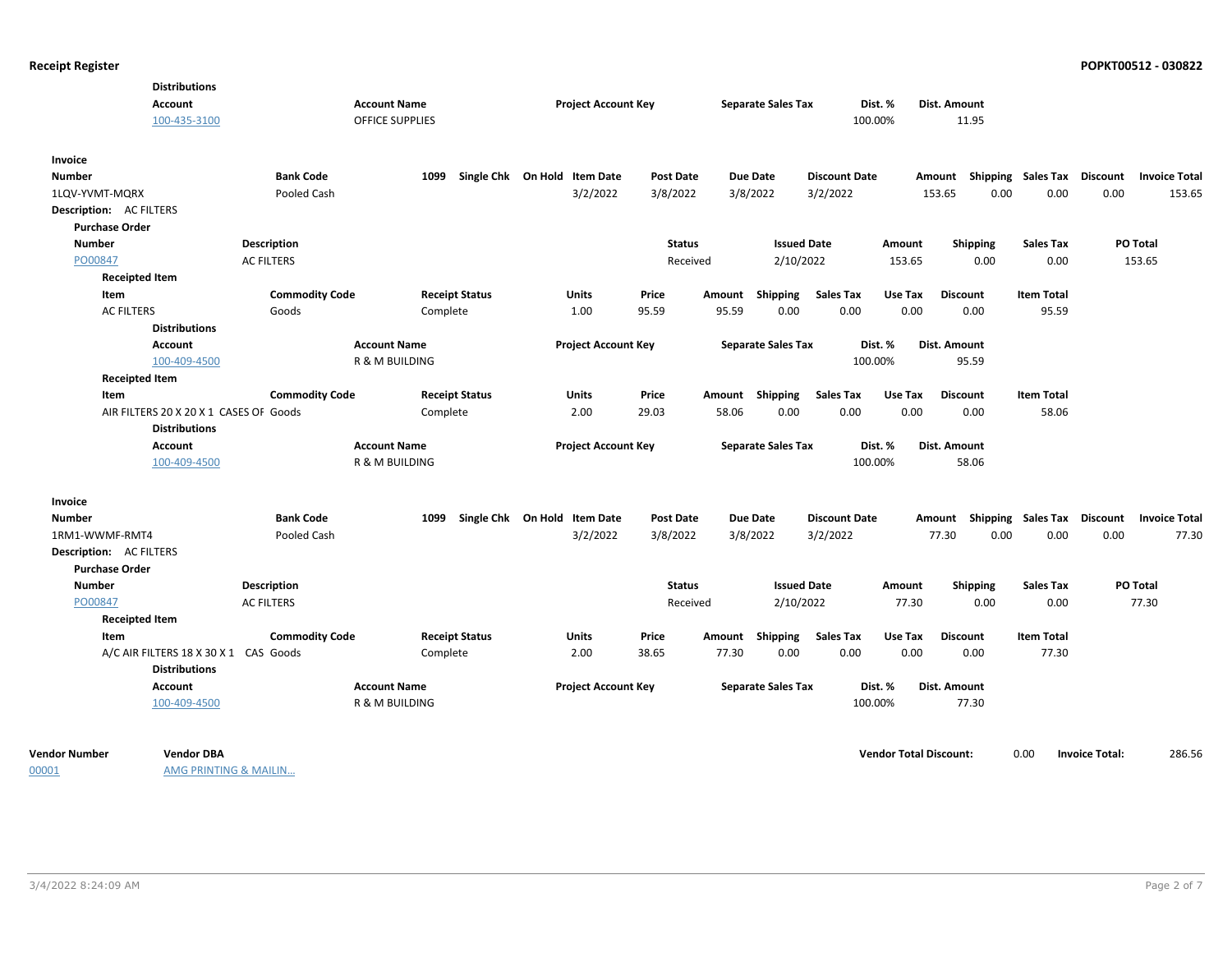**Receipt Register** **POPKT00512 - 030822**

**Distributions**

| Account | Account Name | Project Account Key | Separate Sales Tax | Dist. % | Dist. Amount |
|---|---|---|---|---|---|
| 100-435-3100 | OFFICE SUPPLIES | | | 100.00% | 11.95 |

**Invoice**

| Number | Bank Code | 1099 | Single Chk | On Hold | Item Date | Post Date | Due Date | Discount Date | Amount | Shipping | Sales Tax | Discount | Invoice Total |
|---|---|---|---|---|---|---|---|---|---|---|---|---|---|
| 1LQV-YVMT-MQRX | Pooled Cash | | | | 3/2/2022 | 3/8/2022 | 3/8/2022 | 3/2/2022 | 153.65 | 0.00 | 0.00 | 0.00 | 153.65 |

**Description:** AC FILTERS

**Purchase Order**

| Number | Description | Status | Issued Date | Amount | Shipping | Sales Tax | PO Total |
|---|---|---|---|---|---|---|---|
| PO00847 | AC FILTERS | Received | 2/10/2022 | 153.65 | 0.00 | 0.00 | 153.65 |

**Receipted Item**

| Item | Commodity Code | Receipt Status | Units | Price | Amount | Shipping | Sales Tax | Use Tax | Discount | Item Total |
|---|---|---|---|---|---|---|---|---|---|---|
| AC FILTERS | Goods | Complete | 1.00 | 95.59 | 95.59 | 0.00 | 0.00 | 0.00 | 0.00 | 95.59 |

**Distributions**

| Account | Account Name | Project Account Key | Separate Sales Tax | Dist. % | Dist. Amount |
|---|---|---|---|---|---|
| 100-409-4500 | R & M BUILDING | | | 100.00% | 95.59 |

**Receipted Item**

| Item | Commodity Code | Receipt Status | Units | Price | Amount | Shipping | Sales Tax | Use Tax | Discount | Item Total |
|---|---|---|---|---|---|---|---|---|---|---|
| AIR FILTERS 20 X 20 X 1 CASES OF | Goods | Complete | 2.00 | 29.03 | 58.06 | 0.00 | 0.00 | 0.00 | 0.00 | 58.06 |

**Distributions**

| Account | Account Name | Project Account Key | Separate Sales Tax | Dist. % | Dist. Amount |
|---|---|---|---|---|---|
| 100-409-4500 | R & M BUILDING | | | 100.00% | 58.06 |

**Invoice**

| Number | Bank Code | 1099 | Single Chk | On Hold | Item Date | Post Date | Due Date | Discount Date | Amount | Shipping | Sales Tax | Discount | Invoice Total |
|---|---|---|---|---|---|---|---|---|---|---|---|---|---|
| 1RM1-WWMF-RMT4 | Pooled Cash | | | | 3/2/2022 | 3/8/2022 | 3/8/2022 | 3/2/2022 | 77.30 | 0.00 | 0.00 | 0.00 | 77.30 |

**Description:** AC FILTERS

**Purchase Order**

| Number | Description | Status | Issued Date | Amount | Shipping | Sales Tax | PO Total |
|---|---|---|---|---|---|---|---|
| PO00847 | AC FILTERS | Received | 2/10/2022 | 77.30 | 0.00 | 0.00 | 77.30 |

**Receipted Item**

| Item | Commodity Code | Receipt Status | Units | Price | Amount | Shipping | Sales Tax | Use Tax | Discount | Item Total |
|---|---|---|---|---|---|---|---|---|---|---|
| A/C AIR FILTERS 18 X 30 X 1 CAS | Goods | Complete | 2.00 | 38.65 | 77.30 | 0.00 | 0.00 | 0.00 | 0.00 | 77.30 |

**Distributions**

| Account | Account Name | Project Account Key | Separate Sales Tax | Dist. % | Dist. Amount |
|---|---|---|---|---|---|
| 100-409-4500 | R & M BUILDING | | | 100.00% | 77.30 |

| Vendor Number | Vendor DBA | Vendor Total Discount: | 0.00 | Invoice Total: | 286.56 |
|---|---|---|---|---|---|
| 00001 | AMG PRINTING & MAILIN... | | | | |

3/4/2022 8:24:09 AM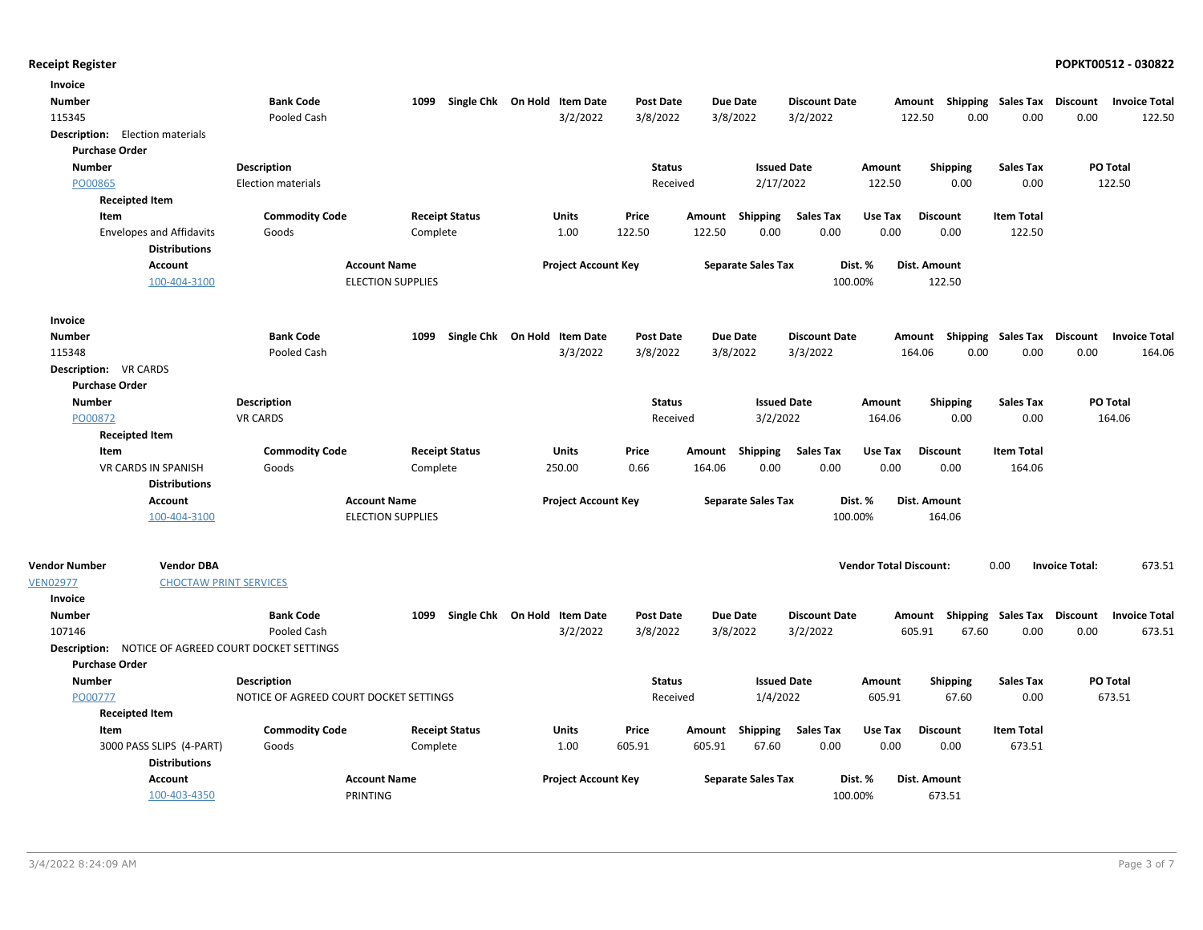## Receipt Register

**POPKT00512 - 030822**

**Invoice**

| Number | Bank Code | 1099 | Single Chk | On Hold | Item Date | Post Date | Due Date | Discount Date | Amount | Shipping | Sales Tax | Discount | Invoice Total |
|---|---|---|---|---|---|---|---|---|---|---|---|---|---|
| 115345 | Pooled Cash | | | | 3/2/2022 | 3/8/2022 | 3/8/2022 | 3/2/2022 | 122.50 | 0.00 | 0.00 | 0.00 | 122.50 |

**Description:** Election materials

**Purchase Order**

| Number | Description | Status | Issued Date | Amount | Shipping | Sales Tax | PO Total |
|---|---|---|---|---|---|---|---|
| PO00865 | Election materials | Received | 2/17/2022 | 122.50 | 0.00 | 0.00 | 122.50 |

**Receipted Item**

| Item | Commodity Code | Receipt Status | Units | Price | Amount | Shipping | Sales Tax | Use Tax | Discount | Item Total |
|---|---|---|---|---|---|---|---|---|---|---|
| Envelopes and Affidavits | Goods | Complete | 1.00 | 122.50 | 122.50 | 0.00 | 0.00 | 0.00 | 0.00 | 122.50 |

**Distributions**

| Account | Account Name | Project Account Key | Separate Sales Tax | Dist. % | Dist. Amount |
|---|---|---|---|---|---|
| 100-404-3100 | ELECTION SUPPLIES | | | 100.00% | 122.50 |

**Invoice**

| Number | Bank Code | 1099 | Single Chk | On Hold | Item Date | Post Date | Due Date | Discount Date | Amount | Shipping | Sales Tax | Discount | Invoice Total |
|---|---|---|---|---|---|---|---|---|---|---|---|---|---|
| 115348 | Pooled Cash | | | | 3/3/2022 | 3/8/2022 | 3/8/2022 | 3/3/2022 | 164.06 | 0.00 | 0.00 | 0.00 | 164.06 |

**Description:** VR CARDS

**Purchase Order**

| Number | Description | Status | Issued Date | Amount | Shipping | Sales Tax | PO Total |
|---|---|---|---|---|---|---|---|
| PO00872 | VR CARDS | Received | 3/2/2022 | 164.06 | 0.00 | 0.00 | 164.06 |

**Receipted Item**

| Item | Commodity Code | Receipt Status | Units | Price | Amount | Shipping | Sales Tax | Use Tax | Discount | Item Total |
|---|---|---|---|---|---|---|---|---|---|---|
| VR CARDS IN SPANISH | Goods | Complete | 250.00 | 0.66 | 164.06 | 0.00 | 0.00 | 0.00 | 0.00 | 164.06 |

**Distributions**

| Account | Account Name | Project Account Key | Separate Sales Tax | Dist. % | Dist. Amount |
|---|---|---|---|---|---|
| 100-404-3100 | ELECTION SUPPLIES | | | 100.00% | 164.06 |

| Vendor Number | Vendor DBA | Vendor Total Discount: | 0.00 | Invoice Total: | 673.51 |
|---|---|---|---|---|---|
| VEN02977 | CHOCTAW PRINT SERVICES | | | | |

**Invoice**

| Number | Bank Code | 1099 | Single Chk | On Hold | Item Date | Post Date | Due Date | Discount Date | Amount | Shipping | Sales Tax | Discount | Invoice Total |
|---|---|---|---|---|---|---|---|---|---|---|---|---|---|
| 107146 | Pooled Cash | | | | 3/2/2022 | 3/8/2022 | 3/8/2022 | 3/2/2022 | 605.91 | 67.60 | 0.00 | 0.00 | 673.51 |

**Description:** NOTICE OF AGREED COURT DOCKET SETTINGS

**Purchase Order**

| Number | Description | Status | Issued Date | Amount | Shipping | Sales Tax | PO Total |
|---|---|---|---|---|---|---|---|
| PO00777 | NOTICE OF AGREED COURT DOCKET SETTINGS | Received | 1/4/2022 | 605.91 | 67.60 | 0.00 | 673.51 |

**Receipted Item**

| Item | Commodity Code | Receipt Status | Units | Price | Amount | Shipping | Sales Tax | Use Tax | Discount | Item Total |
|---|---|---|---|---|---|---|---|---|---|---|
| 3000 PASS SLIPS (4-PART) | Goods | Complete | 1.00 | 605.91 | 605.91 | 67.60 | 0.00 | 0.00 | 0.00 | 673.51 |

**Distributions**

| Account | Account Name | Project Account Key | Separate Sales Tax | Dist. % | Dist. Amount |
|---|---|---|---|---|---|
| 100-403-4350 | PRINTING | | | 100.00% | 673.51 |

3/4/2022 8:24:09 AM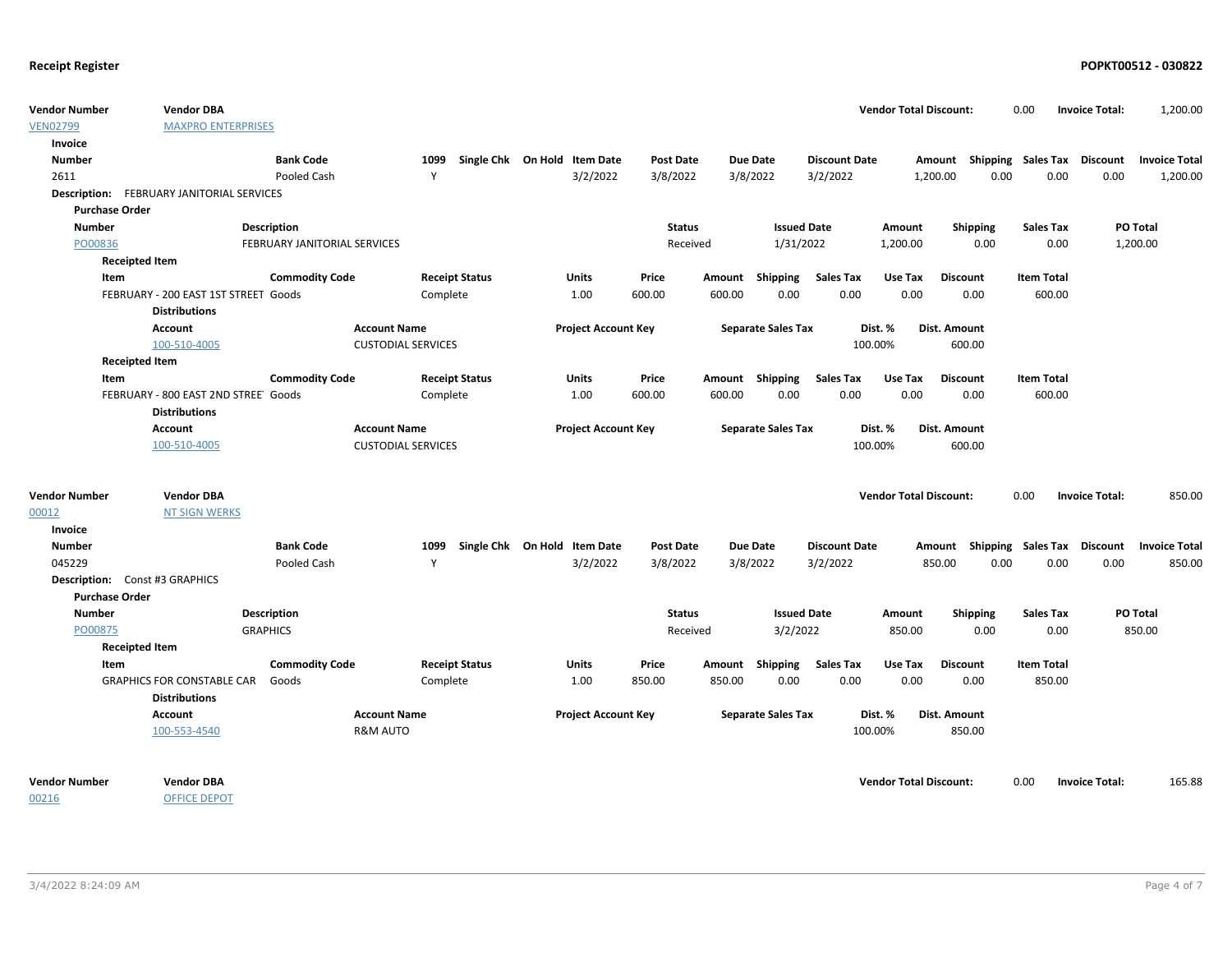**Receipt Register** **POPKT00512 - 030822**

| Vendor Number | Vendor DBA | Vendor Total Discount: | 0.00 | Invoice Total: | 1,200.00 |
|---|---|---|---|---|---|
| VEN02799 | MAXPRO ENTERPRISES | | | | |

**Invoice**

| Number | Bank Code | 1099 | Single Chk | On Hold | Item Date | Post Date | Due Date | Discount Date | Amount | Shipping | Sales Tax | Discount | Invoice Total |
|---|---|---|---|---|---|---|---|---|---|---|---|---|---|
| 2611 | Pooled Cash | Y | | | 3/2/2022 | 3/8/2022 | 3/8/2022 | 3/2/2022 | 1,200.00 | 0.00 | 0.00 | 0.00 | 1,200.00 |

**Description:** FEBRUARY JANITORIAL SERVICES

**Purchase Order**

| Number | Description | Status | Issued Date | Amount | Shipping | Sales Tax | PO Total |
|---|---|---|---|---|---|---|---|
| PO00836 | FEBRUARY JANITORIAL SERVICES | Received | 1/31/2022 | 1,200.00 | 0.00 | 0.00 | 1,200.00 |

**Receipted Item**

| Item | Commodity Code | Receipt Status | Units | Price | Amount | Shipping | Sales Tax | Use Tax | Discount | Item Total |
|---|---|---|---|---|---|---|---|---|---|---|
| FEBRUARY - 200 EAST 1ST STREET | Goods | Complete | 1.00 | 600.00 | 600.00 | 0.00 | 0.00 | 0.00 | 0.00 | 600.00 |

**Distributions**

| Account | Account Name | Project Account Key | Separate Sales Tax | Dist. % | Dist. Amount |
|---|---|---|---|---|---|
| 100-510-4005 | CUSTODIAL SERVICES | | | 100.00% | 600.00 |

**Receipted Item**

| Item | Commodity Code | Receipt Status | Units | Price | Amount | Shipping | Sales Tax | Use Tax | Discount | Item Total |
|---|---|---|---|---|---|---|---|---|---|---|
| FEBRUARY - 800 EAST 2ND STREE | Goods | Complete | 1.00 | 600.00 | 600.00 | 0.00 | 0.00 | 0.00 | 0.00 | 600.00 |

**Distributions**

| Account | Account Name | Project Account Key | Separate Sales Tax | Dist. % | Dist. Amount |
|---|---|---|---|---|---|
| 100-510-4005 | CUSTODIAL SERVICES | | | 100.00% | 600.00 |

| Vendor Number | Vendor DBA | Vendor Total Discount: | 0.00 | Invoice Total: | 850.00 |
|---|---|---|---|---|---|
| 00012 | NT SIGN WERKS | | | | |

**Invoice**

| Number | Bank Code | 1099 | Single Chk | On Hold | Item Date | Post Date | Due Date | Discount Date | Amount | Shipping | Sales Tax | Discount | Invoice Total |
|---|---|---|---|---|---|---|---|---|---|---|---|---|---|
| 045229 | Pooled Cash | Y | | | 3/2/2022 | 3/8/2022 | 3/8/2022 | 3/2/2022 | 850.00 | 0.00 | 0.00 | 0.00 | 850.00 |

**Description:** Const #3 GRAPHICS

**Purchase Order**

| Number | Description | Status | Issued Date | Amount | Shipping | Sales Tax | PO Total |
|---|---|---|---|---|---|---|---|
| PO00875 | GRAPHICS | Received | 3/2/2022 | 850.00 | 0.00 | 0.00 | 850.00 |

**Receipted Item**

| Item | Commodity Code | Receipt Status | Units | Price | Amount | Shipping | Sales Tax | Use Tax | Discount | Item Total |
|---|---|---|---|---|---|---|---|---|---|---|
| GRAPHICS FOR CONSTABLE CAR | Goods | Complete | 1.00 | 850.00 | 850.00 | 0.00 | 0.00 | 0.00 | 0.00 | 850.00 |

**Distributions**

| Account | Account Name | Project Account Key | Separate Sales Tax | Dist. % | Dist. Amount |
|---|---|---|---|---|---|
| 100-553-4540 | R&M AUTO | | | 100.00% | 850.00 |

| Vendor Number | Vendor DBA | Vendor Total Discount: | 0.00 | Invoice Total: | 165.88 |
|---|---|---|---|---|---|
| 00216 | OFFICE DEPOT | | | | |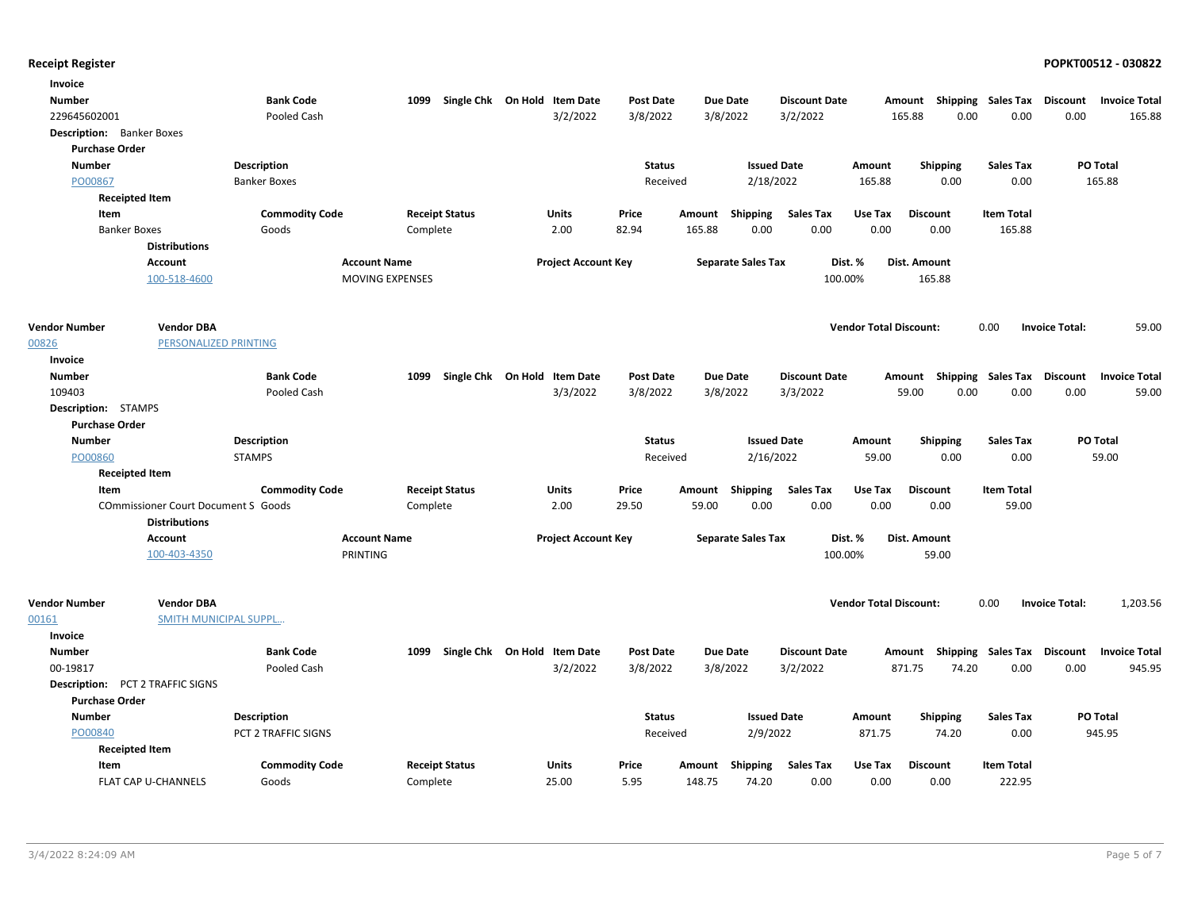**Receipt Register** **POPKT00512 - 030822**

**Invoice**

| Number | Bank Code | 1099 | Single Chk | On Hold | Item Date | Post Date | Due Date | Discount Date | Amount | Shipping | Sales Tax | Discount | Invoice Total |
|---|---|---|---|---|---|---|---|---|---|---|---|---|---|
| 229645602001 | Pooled Cash | | | | 3/2/2022 | 3/8/2022 | 3/8/2022 | 3/2/2022 | 165.88 | 0.00 | 0.00 | 0.00 | 165.88 |

**Description:** Banker Boxes

**Purchase Order**

| Number | Description | Status | Issued Date | Amount | Shipping | Sales Tax | PO Total |
|---|---|---|---|---|---|---|---|
| PO00867 | Banker Boxes | Received | 2/18/2022 | 165.88 | 0.00 | 0.00 | 165.88 |

**Receipted Item**

| Item | Commodity Code | Receipt Status | Units | Price | Amount | Shipping | Sales Tax | Use Tax | Discount | Item Total |
|---|---|---|---|---|---|---|---|---|---|---|
| Banker Boxes | Goods | Complete | 2.00 | 82.94 | 165.88 | 0.00 | 0.00 | 0.00 | 0.00 | 165.88 |

**Distributions**

| Account | Account Name | Project Account Key | Separate Sales Tax | Dist. % | Dist. Amount |
|---|---|---|---|---|---|
| 100-518-4600 | MOVING EXPENSES | | | 100.00% | 165.88 |

| Vendor Number | Vendor DBA | Vendor Total Discount: | 0.00 | Invoice Total: | 59.00 |
|---|---|---|---|---|---|
| 00826 | PERSONALIZED PRINTING | | | | |

**Invoice**

| Number | Bank Code | 1099 | Single Chk | On Hold | Item Date | Post Date | Due Date | Discount Date | Amount | Shipping | Sales Tax | Discount | Invoice Total |
|---|---|---|---|---|---|---|---|---|---|---|---|---|---|
| 109403 | Pooled Cash | | | | 3/3/2022 | 3/8/2022 | 3/8/2022 | 3/3/2022 | 59.00 | 0.00 | 0.00 | 0.00 | 59.00 |

**Description:** STAMPS

**Purchase Order**

| Number | Description | Status | Issued Date | Amount | Shipping | Sales Tax | PO Total |
|---|---|---|---|---|---|---|---|
| PO00860 | STAMPS | Received | 2/16/2022 | 59.00 | 0.00 | 0.00 | 59.00 |

**Receipted Item**

| Item | Commodity Code | Receipt Status | Units | Price | Amount | Shipping | Sales Tax | Use Tax | Discount | Item Total |
|---|---|---|---|---|---|---|---|---|---|---|
| COmmissioner Court Document S | Goods | Complete | 2.00 | 29.50 | 59.00 | 0.00 | 0.00 | 0.00 | 0.00 | 59.00 |

**Distributions**

| Account | Account Name | Project Account Key | Separate Sales Tax | Dist. % | Dist. Amount |
|---|---|---|---|---|---|
| 100-403-4350 | PRINTING | | | 100.00% | 59.00 |

| Vendor Number | Vendor DBA | Vendor Total Discount: | 0.00 | Invoice Total: | 1,203.56 |
|---|---|---|---|---|---|
| 00161 | SMITH MUNICIPAL SUPPL... | | | | |

**Invoice**

| Number | Bank Code | 1099 | Single Chk | On Hold | Item Date | Post Date | Due Date | Discount Date | Amount | Shipping | Sales Tax | Discount | Invoice Total |
|---|---|---|---|---|---|---|---|---|---|---|---|---|---|
| 00-19817 | Pooled Cash | | | | 3/2/2022 | 3/8/2022 | 3/8/2022 | 3/2/2022 | 871.75 | 74.20 | 0.00 | 0.00 | 945.95 |

**Description:** PCT 2 TRAFFIC SIGNS

**Purchase Order**

| Number | Description | Status | Issued Date | Amount | Shipping | Sales Tax | PO Total |
|---|---|---|---|---|---|---|---|
| PO00840 | PCT 2 TRAFFIC SIGNS | Received | 2/9/2022 | 871.75 | 74.20 | 0.00 | 945.95 |

**Receipted Item**

| Item | Commodity Code | Receipt Status | Units | Price | Amount | Shipping | Sales Tax | Use Tax | Discount | Item Total |
|---|---|---|---|---|---|---|---|---|---|---|
| FLAT CAP U-CHANNELS | Goods | Complete | 25.00 | 5.95 | 148.75 | 74.20 | 0.00 | 0.00 | 0.00 | 222.95 |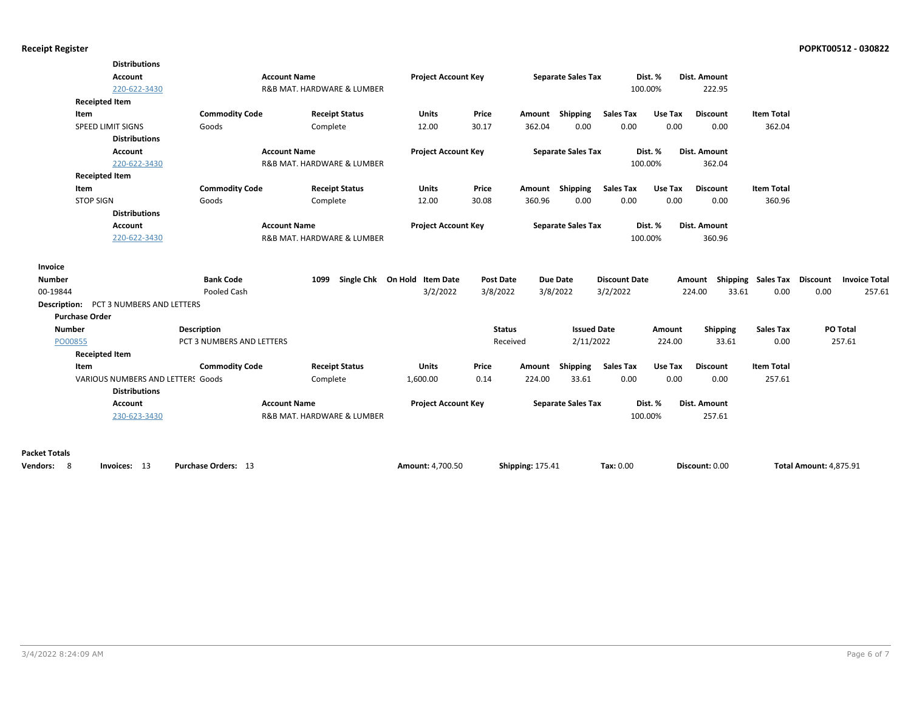**Distributions**

| Account | Account Name | Project Account Key | Separate Sales Tax | Dist. % | Dist. Amount |
|---|---|---|---|---|---|
| 220-622-3430 | R&B MAT. HARDWARE & LUMBER | | | 100.00% | 222.95 |

**Receipted Item**

| Item | Commodity Code | Receipt Status | Units | Price | Amount | Shipping | Sales Tax | Use Tax | Discount | Item Total |
|---|---|---|---|---|---|---|---|---|---|---|
| SPEED LIMIT SIGNS | Goods | Complete | 12.00 | 30.17 | 362.04 | 0.00 | 0.00 | 0.00 | 0.00 | 362.04 |

**Distributions**

| Account | Account Name | Project Account Key | Separate Sales Tax | Dist. % | Dist. Amount |
|---|---|---|---|---|---|
| 220-622-3430 | R&B MAT. HARDWARE & LUMBER | | | 100.00% | 362.04 |

**Receipted Item**

| Item | Commodity Code | Receipt Status | Units | Price | Amount | Shipping | Sales Tax | Use Tax | Discount | Item Total |
|---|---|---|---|---|---|---|---|---|---|---|
| STOP SIGN | Goods | Complete | 12.00 | 30.08 | 360.96 | 0.00 | 0.00 | 0.00 | 0.00 | 360.96 |

**Distributions**

| Account | Account Name | Project Account Key | Separate Sales Tax | Dist. % | Dist. Amount |
|---|---|---|---|---|---|
| 220-622-3430 | R&B MAT. HARDWARE & LUMBER | | | 100.00% | 360.96 |

**Invoice**

| Number | Bank Code | 1099 | Single Chk | On Hold | Item Date | Post Date | Due Date | Discount Date | Amount | Shipping | Sales Tax | Discount | Invoice Total |
|---|---|---|---|---|---|---|---|---|---|---|---|---|---|
| 00-19844 | Pooled Cash | | | | 3/2/2022 | 3/8/2022 | 3/8/2022 | 3/2/2022 | 224.00 | 33.61 | 0.00 | 0.00 | 257.61 |

**Description:** PCT 3 NUMBERS AND LETTERS

**Purchase Order**

| Number | Description | Status | Issued Date | Amount | Shipping | Sales Tax | PO Total |
|---|---|---|---|---|---|---|---|
| PO00855 | PCT 3 NUMBERS AND LETTERS | Received | 2/11/2022 | 224.00 | 33.61 | 0.00 | 257.61 |

**Receipted Item**

| Item | Commodity Code | Receipt Status | Units | Price | Amount | Shipping | Sales Tax | Use Tax | Discount | Item Total |
|---|---|---|---|---|---|---|---|---|---|---|
| VARIOUS NUMBERS AND LETTERS | Goods | Complete | 1,600.00 | 0.14 | 224.00 | 33.61 | 0.00 | 0.00 | 0.00 | 257.61 |

**Distributions**

| Account | Account Name | Project Account Key | Separate Sales Tax | Dist. % | Dist. Amount |
|---|---|---|---|---|---|
| 230-623-3430 | R&B MAT. HARDWARE & LUMBER | | | 100.00% | 257.61 |

**Packet Totals**

**Vendors:** 8 **Invoices:** 13 **Purchase Orders:** 13 **Amount:** 4,700.50 **Shipping:** 175.41 **Tax:** 0.00 **Discount:** 0.00 **Total Amount:** 4,875.91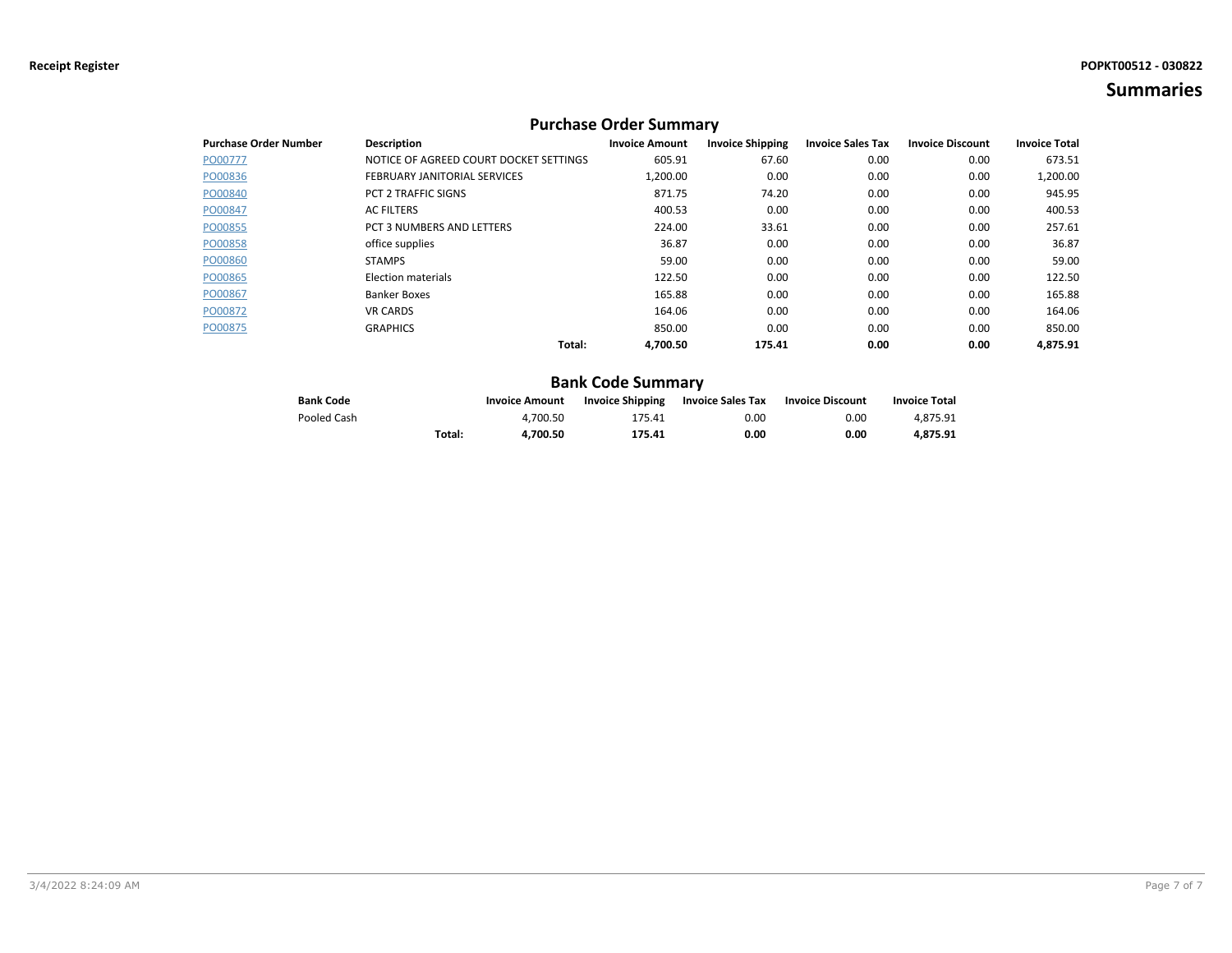Receipt Register

POPKT00512 - 030822

# Summaries

## Purchase Order Summary

| Purchase Order Number | Description | Invoice Amount | Invoice Shipping | Invoice Sales Tax | Invoice Discount | Invoice Total |
|---|---|---|---|---|---|---|
| PO00777 | NOTICE OF AGREED COURT DOCKET SETTINGS | 605.91 | 67.60 | 0.00 | 0.00 | 673.51 |
| PO00836 | FEBRUARY JANITORIAL SERVICES | 1,200.00 | 0.00 | 0.00 | 0.00 | 1,200.00 |
| PO00840 | PCT 2 TRAFFIC SIGNS | 871.75 | 74.20 | 0.00 | 0.00 | 945.95 |
| PO00847 | AC FILTERS | 400.53 | 0.00 | 0.00 | 0.00 | 400.53 |
| PO00855 | PCT 3 NUMBERS AND LETTERS | 224.00 | 33.61 | 0.00 | 0.00 | 257.61 |
| PO00858 | office supplies | 36.87 | 0.00 | 0.00 | 0.00 | 36.87 |
| PO00860 | STAMPS | 59.00 | 0.00 | 0.00 | 0.00 | 59.00 |
| PO00865 | Election materials | 122.50 | 0.00 | 0.00 | 0.00 | 122.50 |
| PO00867 | Banker Boxes | 165.88 | 0.00 | 0.00 | 0.00 | 165.88 |
| PO00872 | VR CARDS | 164.06 | 0.00 | 0.00 | 0.00 | 164.06 |
| PO00875 | GRAPHICS | 850.00 | 0.00 | 0.00 | 0.00 | 850.00 |
| | **Total:** | **4,700.50** | **175.41** | **0.00** | **0.00** | **4,875.91** |

## Bank Code Summary

| Bank Code | | Invoice Amount | Invoice Shipping | Invoice Sales Tax | Invoice Discount | Invoice Total |
|---|---|---|---|---|---|---|
| Pooled Cash | | 4,700.50 | 175.41 | 0.00 | 0.00 | 4,875.91 |
| | **Total:** | **4,700.50** | **175.41** | **0.00** | **0.00** | **4,875.91** |

3/4/2022 8:24:09 AM